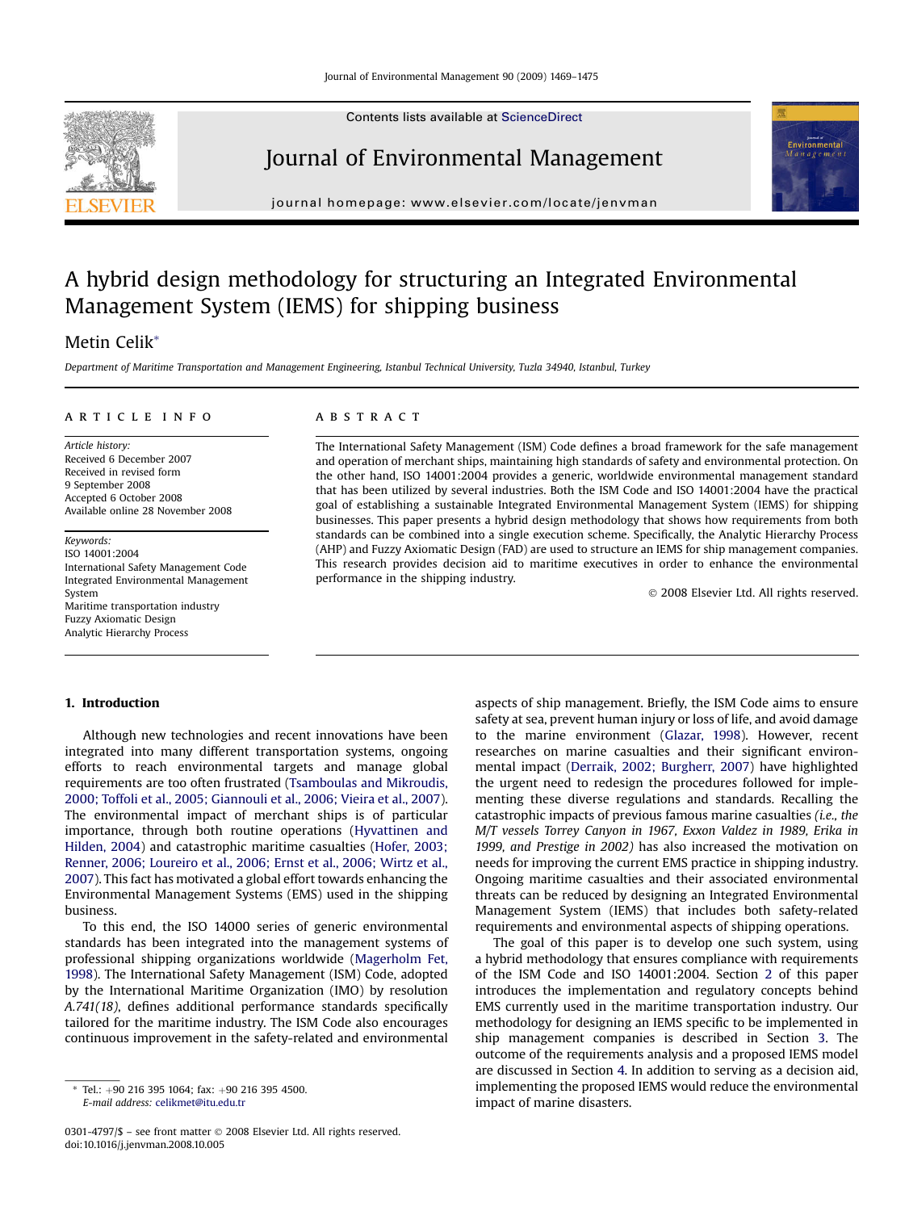# A hybrid design methodology for structuring an Integrated Environmental Management System (IEMS) for shipping business

Metin Celik*

*Department of Maritime Transportation and Management Engineering, Istanbul Technical University, Tuzla 34940, Istanbul, Turkey*

ARTICLE INFO

*Article history:*
Received 6 December 2007
Received in revised form
9 September 2008
Accepted 6 October 2008
Available online 28 November 2008

*Keywords:*
ISO 14001:2004
International Safety Management Code
Integrated Environmental Management System
Maritime transportation industry
Fuzzy Axiomatic Design
Analytic Hierarchy Process

ABSTRACT

The International Safety Management (ISM) Code defines a broad framework for the safe management and operation of merchant ships, maintaining high standards of safety and environmental protection. On the other hand, ISO 14001:2004 provides a generic, worldwide environmental management standard that has been utilized by several industries. Both the ISM Code and ISO 14001:2004 have the practical goal of establishing a sustainable Integrated Environmental Management System (IEMS) for shipping businesses. This paper presents a hybrid design methodology that shows how requirements from both standards can be combined into a single execution scheme. Specifically, the Analytic Hierarchy Process (AHP) and Fuzzy Axiomatic Design (FAD) are used to structure an IEMS for ship management companies. This research provides decision aid to maritime executives in order to enhance the environmental performance in the shipping industry.

© 2008 Elsevier Ltd. All rights reserved.

## 1. Introduction

Although new technologies and recent innovations have been integrated into many different transportation systems, ongoing efforts to reach environmental targets and manage global requirements are too often frustrated (Tsamboulas and Mikroudis, 2000; Toffoli et al., 2005; Giannouli et al., 2006; Vieira et al., 2007). The environmental impact of merchant ships is of particular importance, through both routine operations (Hyvattinen and Hilden, 2004) and catastrophic maritime casualties (Hofer, 2003; Renner, 2006; Loureiro et al., 2006; Ernst et al., 2006; Wirtz et al., 2007). This fact has motivated a global effort towards enhancing the Environmental Management Systems (EMS) used in the shipping business.

To this end, the ISO 14000 series of generic environmental standards has been integrated into the management systems of professional shipping organizations worldwide (Magerholm Fet, 1998). The International Safety Management (ISM) Code, adopted by the International Maritime Organization (IMO) by resolution *A.741(18)*, defines additional performance standards specifically tailored for the maritime industry. The ISM Code also encourages continuous improvement in the safety-related and environmental aspects of ship management. Briefly, the ISM Code aims to ensure safety at sea, prevent human injury or loss of life, and avoid damage to the marine environment (Glazar, 1998). However, recent researches on marine casualties and their significant environmental impact (Derraik, 2002; Burgherr, 2007) have highlighted the urgent need to redesign the procedures followed for implementing these diverse regulations and standards. Recalling the catastrophic impacts of previous famous marine casualties *(i.e., the M/T vessels Torrey Canyon in 1967, Exxon Valdez in 1989, Erika in 1999, and Prestige in 2002)* has also increased the motivation on needs for improving the current EMS practice in shipping industry. Ongoing maritime casualties and their associated environmental threats can be reduced by designing an Integrated Environmental Management System (IEMS) that includes both safety-related requirements and environmental aspects of shipping operations.

The goal of this paper is to develop one such system, using a hybrid methodology that ensures compliance with requirements of the ISM Code and ISO 14001:2004. Section 2 of this paper introduces the implementation and regulatory concepts behind EMS currently used in the maritime transportation industry. Our methodology for designing an IEMS specific to be implemented in ship management companies is described in Section 3. The outcome of the requirements analysis and a proposed IEMS model are discussed in Section 4. In addition to serving as a decision aid, implementing the proposed IEMS would reduce the environmental impact of marine disasters.

* Tel.: +90 216 395 1064; fax: +90 216 395 4500.
*E-mail address:* celikmet@itu.edu.tr

0301-4797/$ – see front matter © 2008 Elsevier Ltd. All rights reserved.
doi:10.1016/j.jenvman.2008.10.005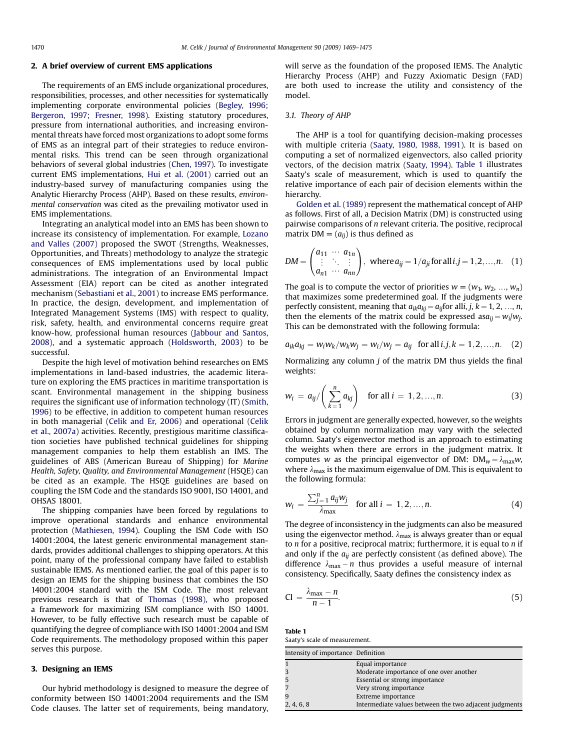## 2. A brief overview of current EMS applications

The requirements of an EMS include organizational procedures, responsibilities, processes, and other necessities for systematically implementing corporate environmental policies (Begley, 1996; Bergeron, 1997; Fresner, 1998). Existing statutory procedures, pressure from international authorities, and increasing environmental threats have forced most organizations to adopt some forms of EMS as an integral part of their strategies to reduce environmental risks. This trend can be seen through organizational behaviors of several global industries (Chen, 1997). To investigate current EMS implementations, Hui et al. (2001) carried out an industry-based survey of manufacturing companies using the Analytic Hierarchy Process (AHP). Based on these results, *environmental conservation* was cited as the prevailing motivator used in EMS implementations.

Integrating an analytical model into an EMS has been shown to increase its consistency of implementation. For example, Lozano and Valles (2007) proposed the SWOT (Strengths, Weaknesses, Opportunities, and Threats) methodology to analyze the strategic consequences of EMS implementations used by local public administrations. The integration of an Environmental Impact Assessment (EIA) report can be cited as another integrated mechanism (Sebastiani et al., 2001) to increase EMS performance. In practice, the design, development, and implementation of Integrated Management Systems (IMS) with respect to quality, risk, safety, health, and environmental concerns require great know-how, professional human resources (Jabbour and Santos, 2008), and a systematic approach (Holdsworth, 2003) to be successful.

Despite the high level of motivation behind researches on EMS implementations in land-based industries, the academic literature on exploring the EMS practices in maritime transportation is scant. Environmental management in the shipping business requires the significant use of information technology (IT) (Smith, 1996) to be effective, in addition to competent human resources in both managerial (Celik and Er, 2006) and operational (Celik et al., 2007a) activities. Recently, prestigious maritime classification societies have published technical guidelines for shipping management companies to help them establish an IMS. The guidelines of ABS (American Bureau of Shipping) for *Marine Health, Safety, Quality, and Environmental Management* (HSQE) can be cited as an example. The HSQE guidelines are based on coupling the ISM Code and the standards ISO 9001, ISO 14001, and OHSAS 18001.

The shipping companies have been forced by regulations to improve operational standards and enhance environmental protection (Mathiesen, 1994). Coupling the ISM Code with ISO 14001:2004, the latest generic environmental management standards, provides additional challenges to shipping operators. At this point, many of the professional company have failed to establish sustainable IEMS. As mentioned earlier, the goal of this paper is to design an IEMS for the shipping business that combines the ISO 14001:2004 standard with the ISM Code. The most relevant previous research is that of Thomas (1998), who proposed a framework for maximizing ISM compliance with ISO 14001. However, to be fully effective such research must be capable of quantifying the degree of compliance with ISO 14001:2004 and ISM Code requirements. The methodology proposed within this paper serves this purpose.

## 3. Designing an IEMS

Our hybrid methodology is designed to measure the degree of conformity between ISO 14001:2004 requirements and the ISM Code clauses. The latter set of requirements, being mandatory, will serve as the foundation of the proposed IEMS. The Analytic Hierarchy Process (AHP) and Fuzzy Axiomatic Design (FAD) are both used to increase the utility and consistency of the model.

### 3.1. Theory of AHP

The AHP is a tool for quantifying decision-making processes with multiple criteria (Saaty, 1980, 1988, 1991). It is based on computing a set of normalized eigenvectors, also called priority vectors, of the decision matrix (Saaty, 1994). Table 1 illustrates Saaty's scale of measurement, which is used to quantify the relative importance of each pair of decision elements within the hierarchy.

Golden et al. (1989) represent the mathematical concept of AHP as follows. First of all, a Decision Matrix (DM) is constructed using pairwise comparisons of $n$ relevant criteria. The positive, reciprocal matrix $\mathrm{DM} = (a_{ij})$ is thus defined as

$$DM = \begin{pmatrix} a_{11} & \cdots & a_{1n} \\ \vdots & \ddots & \vdots \\ a_{n1} & \cdots & a_{nn} \end{pmatrix}, \text{ where } a_{ij} = 1/a_{ji} \text{ for all } i,j = 1,2,\ldots,n. \quad (1)$$

The goal is to compute the vector of priorities $w = (w_1, w_2, \ldots, w_n)$ that maximizes some predetermined goal. If the judgments were perfectly consistent, meaning that $a_{ik}a_{kj} = a_{ij}$ for all $i, j, k = 1, 2, \ldots, n$, then the elements of the matrix could be expressed as $a_{ij} = w_i/w_j$. This can be demonstrated with the following formula:

$$a_{ik}a_{kj} = w_i w_k / w_k w_j = w_i/w_j = a_{ij} \quad \text{for all } i,j,k = 1,2,\ldots,n. \quad (2)$$

Normalizing any column $j$ of the matrix DM thus yields the final weights:

$$w_i = a_{ij} / \left( \sum_{k=1}^{n} a_{kj} \right) \quad \text{for all } i = 1,2,\ldots,n. \quad (3)$$

Errors in judgment are generally expected, however, so the weights obtained by column normalization may vary with the selected column. Saaty's eigenvector method is an approach to estimating the weights when there are errors in the judgment matrix. It computes $w$ as the principal eigenvector of DM: $\mathrm{DM}_w = \lambda_{\max} w$, where $\lambda_{\max}$ is the maximum eigenvalue of DM. This is equivalent to the following formula:

$$w_i = \frac{\sum_{j=1}^{n} a_{ij} w_j}{\lambda_{\max}} \quad \text{for all } i = 1,2,\ldots,n. \quad (4)$$

The degree of inconsistency in the judgments can also be measured using the eigenvector method. $\lambda_{\max}$ is always greater than or equal to $n$ for a positive, reciprocal matrix; furthermore, it is equal to $n$ if and only if the $a_{ij}$ are perfectly consistent (as defined above). The difference $\lambda_{\max} - n$ thus provides a useful measure of internal consistency. Specifically, Saaty defines the consistency index as

$$\mathrm{CI} = \frac{\lambda_{\max} - n}{n - 1}. \quad (5)$$

**Table 1**
Saaty's scale of measurement.

| Intensity of importance | Definition |
|---|---|
| 1 | Equal importance |
| 3 | Moderate importance of one over another |
| 5 | Essential or strong importance |
| 7 | Very strong importance |
| 9 | Extreme importance |
| 2, 4, 6, 8 | Intermediate values between the two adjacent judgments |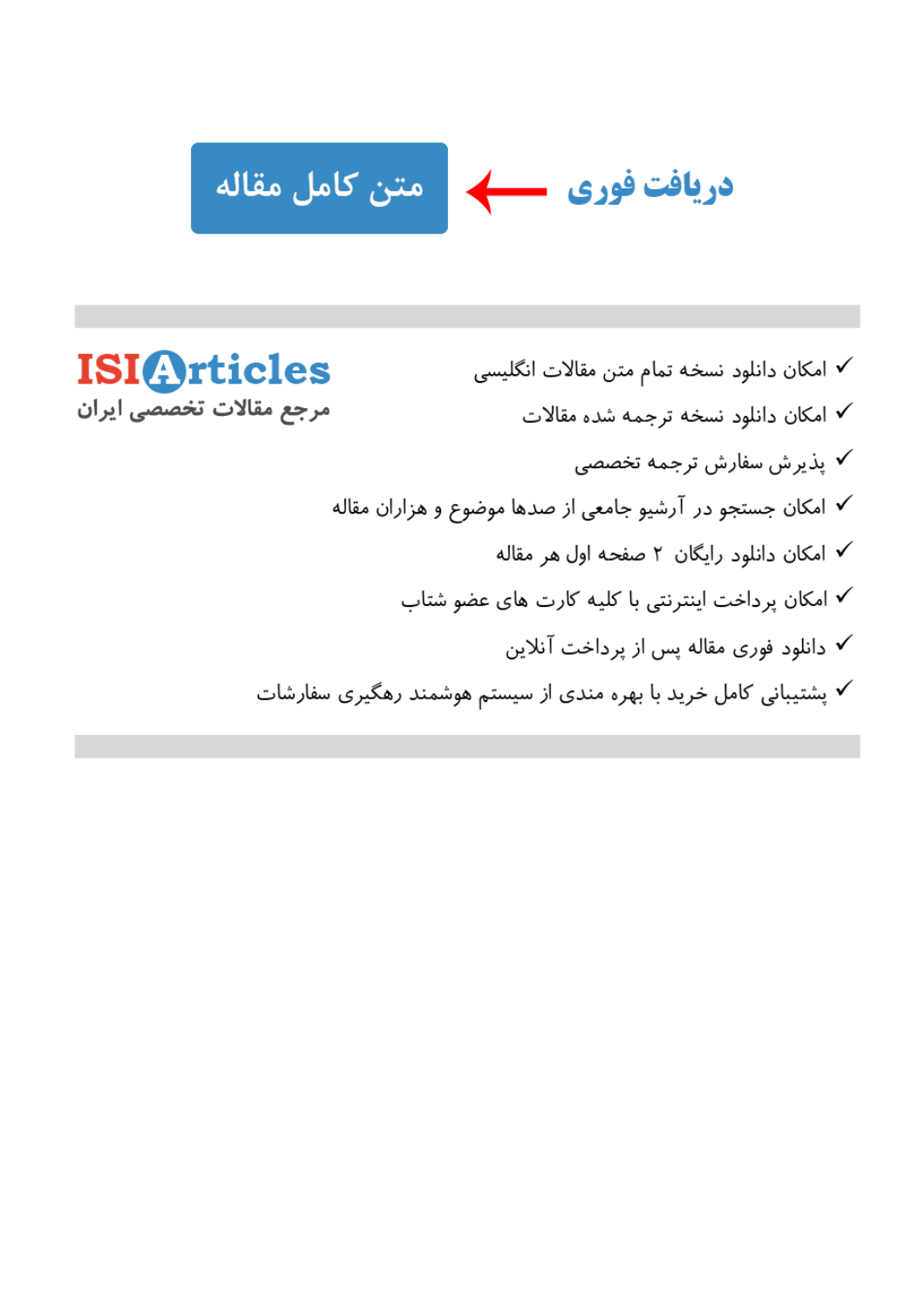دریافت فوری ← متن کامل مقاله

**ISIArticles**
مرجع مقالات تخصصی ایران

- ✓ امکان دانلود نسخه تمام متن مقالات انگلیسی
- ✓ امکان دانلود نسخه ترجمه شده مقالات
- ✓ پذیرش سفارش ترجمه تخصصی
- ✓ امکان جستجو در آرشیو جامعی از صدها موضوع و هزاران مقاله
- ✓ امکان دانلود رایگان ۲ صفحه اول هر مقاله
- ✓ امکان پرداخت اینترنتی با کلیه کارت های عضو شتاب
- ✓ دانلود فوری مقاله پس از پرداخت آنلاین
- ✓ پشتیبانی کامل خرید با بهره مندی از سیستم هوشمند رهگیری سفارشات